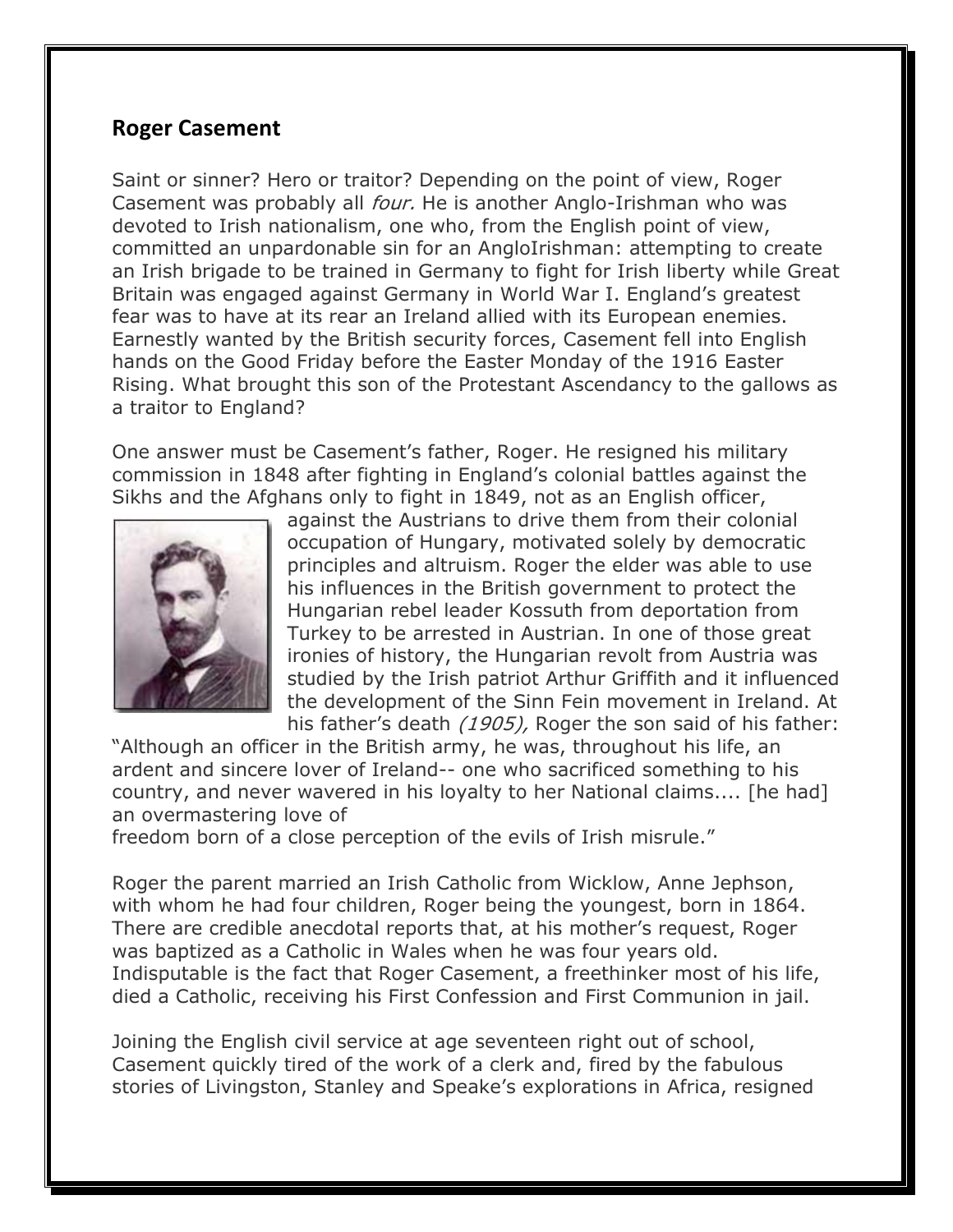## Roger Casement

Saint or sinner? Hero or traitor? Depending on the point of view, Roger Casement was probably all *four.* He is another Anglo-Irishman who was devoted to Irish nationalism, one who, from the English point of view, committed an unpardonable sin for an AngloIrishman: attempting to create an Irish brigade to be trained in Germany to fight for Irish liberty while Great Britain was engaged against Germany in World War I. England's greatest fear was to have at its rear an Ireland allied with its European enemies. Earnestly wanted by the British security forces, Casement fell into English hands on the Good Friday before the Easter Monday of the 1916 Easter Rising. What brought this son of the Protestant Ascendancy to the gallows as a traitor to England?

One answer must be Casement's father, Roger. He resigned his military commission in 1848 after fighting in England's colonial battles against the Sikhs and the Afghans only to fight in 1849, not as an English officer, against the Austrians to drive them from their colonial occupation of Hungary, motivated solely by democratic principles and altruism. Roger the elder was able to use his influences in the British government to protect the Hungarian rebel leader Kossuth from deportation from Turkey to be arrested in Austrian. In one of those great ironies of history, the Hungarian revolt from Austria was studied by the Irish patriot Arthur Griffith and it influenced the development of the Sinn Fein movement in Ireland. At his father's death *(1905),* Roger the son said of his father: "Although an officer in the British army, he was, throughout his life, an ardent and sincere lover of Ireland-- one who sacrificed something to his country, and never wavered in his loyalty to her National claims.... [he had] an overmastering love of freedom born of a close perception of the evils of Irish misrule."

Roger the parent married an Irish Catholic from Wicklow, Anne Jephson, with whom he had four children, Roger being the youngest, born in 1864. There are credible anecdotal reports that, at his mother's request, Roger was baptized as a Catholic in Wales when he was four years old. Indisputable is the fact that Roger Casement, a freethinker most of his life, died a Catholic, receiving his First Confession and First Communion in jail.

Joining the English civil service at age seventeen right out of school, Casement quickly tired of the work of a clerk and, fired by the fabulous stories of Livingston, Stanley and Speake's explorations in Africa, resigned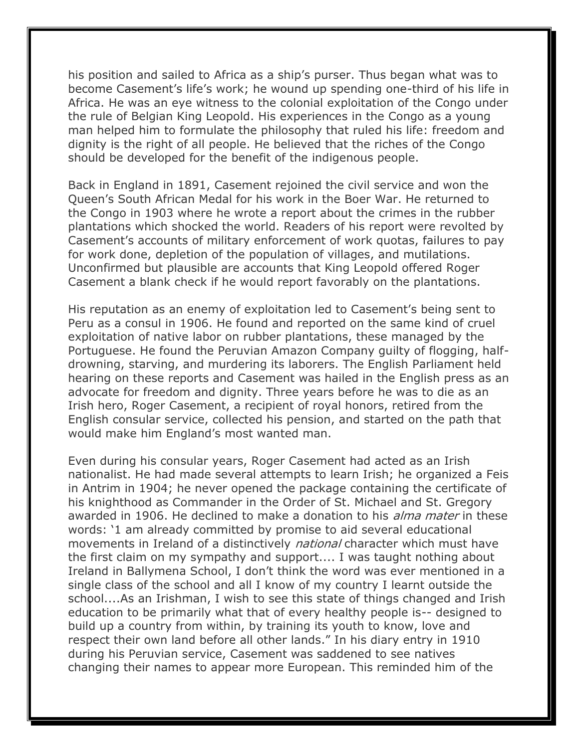his position and sailed to Africa as a ship's purser. Thus began what was to become Casement's life's work; he wound up spending one-third of his life in Africa. He was an eye witness to the colonial exploitation of the Congo under the rule of Belgian King Leopold. His experiences in the Congo as a young man helped him to formulate the philosophy that ruled his life: freedom and dignity is the right of all people. He believed that the riches of the Congo should be developed for the benefit of the indigenous people.

Back in England in 1891, Casement rejoined the civil service and won the Queen's South African Medal for his work in the Boer War. He returned to the Congo in 1903 where he wrote a report about the crimes in the rubber plantations which shocked the world. Readers of his report were revolted by Casement's accounts of military enforcement of work quotas, failures to pay for work done, depletion of the population of villages, and mutilations. Unconfirmed but plausible are accounts that King Leopold offered Roger Casement a blank check if he would report favorably on the plantations.

His reputation as an enemy of exploitation led to Casement's being sent to Peru as a consul in 1906. He found and reported on the same kind of cruel exploitation of native labor on rubber plantations, these managed by the Portuguese. He found the Peruvian Amazon Company guilty of flogging, half-drowning, starving, and murdering its laborers. The English Parliament held hearing on these reports and Casement was hailed in the English press as an advocate for freedom and dignity. Three years before he was to die as an Irish hero, Roger Casement, a recipient of royal honors, retired from the English consular service, collected his pension, and started on the path that would make him England's most wanted man.

Even during his consular years, Roger Casement had acted as an Irish nationalist. He had made several attempts to learn Irish; he organized a Feis in Antrim in 1904; he never opened the package containing the certificate of his knighthood as Commander in the Order of St. Michael and St. Gregory awarded in 1906. He declined to make a donation to his *alma mater* in these words: '1 am already committed by promise to aid several educational movements in Ireland of a distinctively *national* character which must have the first claim on my sympathy and support.... I was taught nothing about Ireland in Ballymena School, I don't think the word was ever mentioned in a single class of the school and all I know of my country I learnt outside the school....As an Irishman, I wish to see this state of things changed and Irish education to be primarily what that of every healthy people is-- designed to build up a country from within, by training its youth to know, love and respect their own land before all other lands." In his diary entry in 1910 during his Peruvian service, Casement was saddened to see natives changing their names to appear more European. This reminded him of the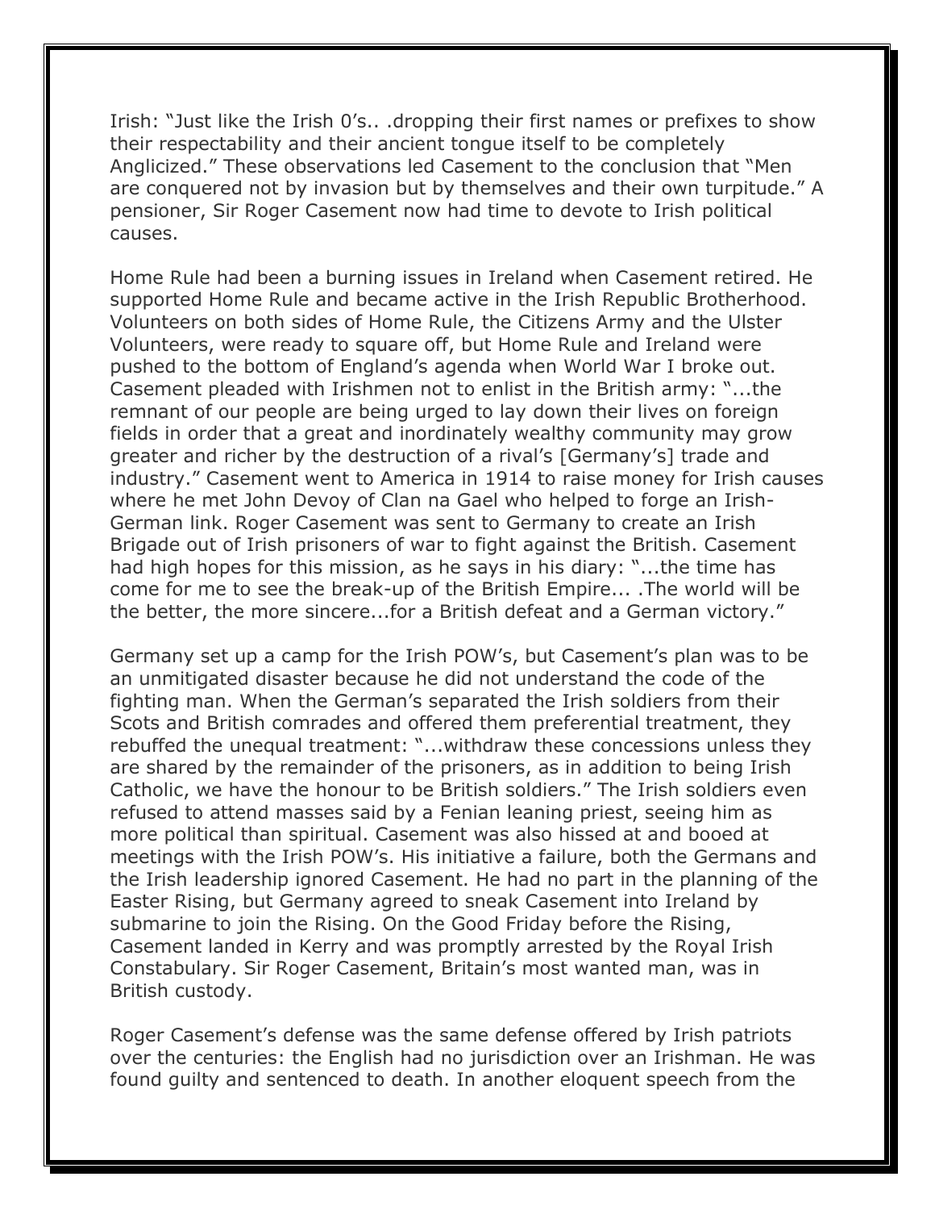Irish: “Just like the Irish 0’s.. .dropping their first names or prefixes to show their respectability and their ancient tongue itself to be completely Anglicized.” These observations led Casement to the conclusion that “Men are conquered not by invasion but by themselves and their own turpitude.” A pensioner, Sir Roger Casement now had time to devote to Irish political causes.

Home Rule had been a burning issues in Ireland when Casement retired. He supported Home Rule and became active in the Irish Republic Brotherhood. Volunteers on both sides of Home Rule, the Citizens Army and the Ulster Volunteers, were ready to square off, but Home Rule and Ireland were pushed to the bottom of England’s agenda when World War I broke out. Casement pleaded with Irishmen not to enlist in the British army: “...the remnant of our people are being urged to lay down their lives on foreign fields in order that a great and inordinately wealthy community may grow greater and richer by the destruction of a rival’s [Germany’s] trade and industry.” Casement went to America in 1914 to raise money for Irish causes where he met John Devoy of Clan na Gael who helped to forge an Irish-German link. Roger Casement was sent to Germany to create an Irish Brigade out of Irish prisoners of war to fight against the British. Casement had high hopes for this mission, as he says in his diary: “...the time has come for me to see the break-up of the British Empire... .The world will be the better, the more sincere...for a British defeat and a German victory.”

Germany set up a camp for the Irish POW’s, but Casement’s plan was to be an unmitigated disaster because he did not understand the code of the fighting man. When the German’s separated the Irish soldiers from their Scots and British comrades and offered them preferential treatment, they rebuffed the unequal treatment: “...withdraw these concessions unless they are shared by the remainder of the prisoners, as in addition to being Irish Catholic, we have the honour to be British soldiers.” The Irish soldiers even refused to attend masses said by a Fenian leaning priest, seeing him as more political than spiritual. Casement was also hissed at and booed at meetings with the Irish POW’s. His initiative a failure, both the Germans and the Irish leadership ignored Casement. He had no part in the planning of the Easter Rising, but Germany agreed to sneak Casement into Ireland by submarine to join the Rising. On the Good Friday before the Rising, Casement landed in Kerry and was promptly arrested by the Royal Irish Constabulary. Sir Roger Casement, Britain’s most wanted man, was in British custody.

Roger Casement’s defense was the same defense offered by Irish patriots over the centuries: the English had no jurisdiction over an Irishman. He was found guilty and sentenced to death. In another eloquent speech from the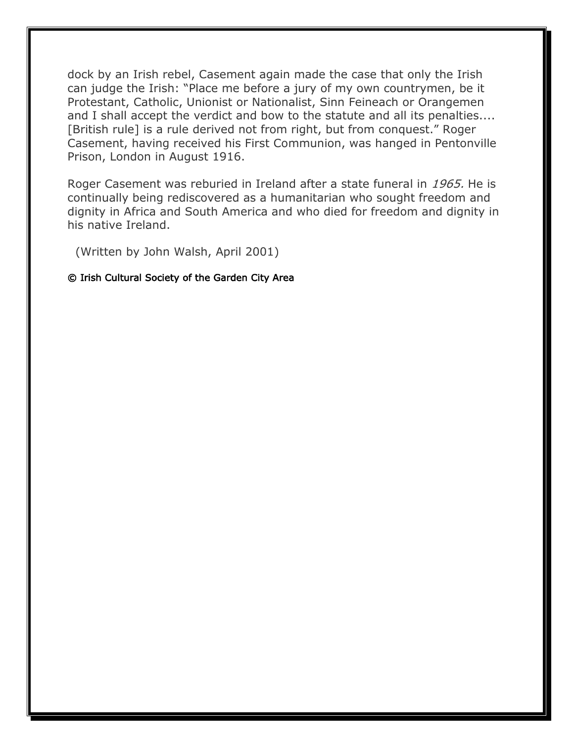dock by an Irish rebel, Casement again made the case that only the Irish can judge the Irish: "Place me before a jury of my own countrymen, be it Protestant, Catholic, Unionist or Nationalist, Sinn Feineach or Orangemen and I shall accept the verdict and bow to the statute and all its penalties.... [British rule] is a rule derived not from right, but from conquest." Roger Casement, having received his First Communion, was hanged in Pentonville Prison, London in August 1916.

Roger Casement was reburied in Ireland after a state funeral in *1965.* He is continually being rediscovered as a humanitarian who sought freedom and dignity in Africa and South America and who died for freedom and dignity in his native Ireland.

(Written by John Walsh, April 2001)

© Irish Cultural Society of the Garden City Area